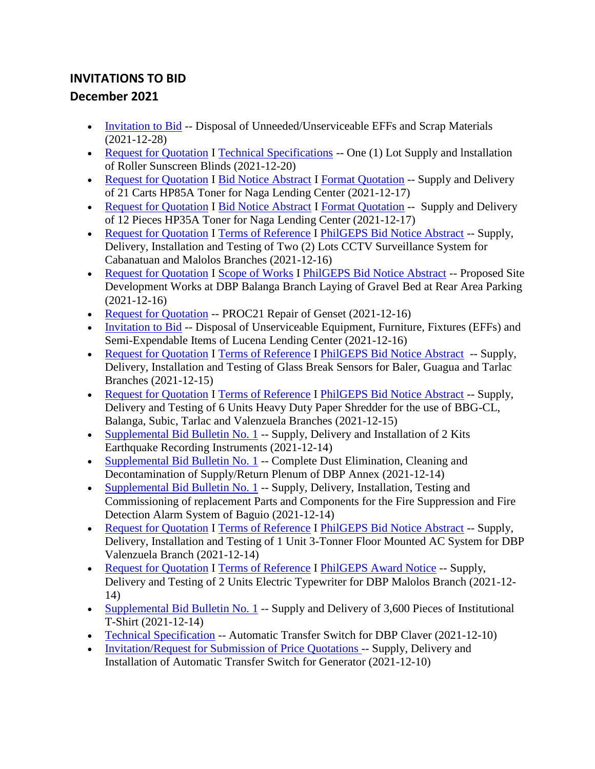# INVITATIONS TO BID

## December 2021

- Invitation to Bid -- Disposal of Unneeded/Unserviceable EFFs and Scrap Materials (2021-12-28)
- Request for Quotation I Technical Specifications -- One (1) Lot Supply and lnstallation of Roller Sunscreen Blinds (2021-12-20)
- Request for Quotation I Bid Notice Abstract I Format Quotation -- Supply and Delivery of 21 Carts HP85A Toner for Naga Lending Center (2021-12-17)
- Request for Quotation I Bid Notice Abstract I Format Quotation -- Supply and Delivery of 12 Pieces HP35A Toner for Naga Lending Center (2021-12-17)
- Request for Quotation I Terms of Reference I PhilGEPS Bid Notice Abstract -- Supply, Delivery, Installation and Testing of Two (2) Lots CCTV Surveillance System for Cabanatuan and Malolos Branches (2021-12-16)
- Request for Quotation I Scope of Works I PhilGEPS Bid Notice Abstract -- Proposed Site Development Works at DBP Balanga Branch Laying of Gravel Bed at Rear Area Parking (2021-12-16)
- Request for Quotation -- PROC21 Repair of Genset (2021-12-16)
- Invitation to Bid -- Disposal of Unserviceable Equipment, Furniture, Fixtures (EFFs) and Semi-Expendable Items of Lucena Lending Center (2021-12-16)
- Request for Quotation I Terms of Reference I PhilGEPS Bid Notice Abstract -- Supply, Delivery, Installation and Testing of Glass Break Sensors for Baler, Guagua and Tarlac Branches (2021-12-15)
- Request for Quotation I Terms of Reference I PhilGEPS Bid Notice Abstract -- Supply, Delivery and Testing of 6 Units Heavy Duty Paper Shredder for the use of BBG-CL, Balanga, Subic, Tarlac and Valenzuela Branches (2021-12-15)
- Supplemental Bid Bulletin No. 1 -- Supply, Delivery and Installation of 2 Kits Earthquake Recording Instruments (2021-12-14)
- Supplemental Bid Bulletin No. 1 -- Complete Dust Elimination, Cleaning and Decontamination of Supply/Return Plenum of DBP Annex (2021-12-14)
- Supplemental Bid Bulletin No. 1 -- Supply, Delivery, Installation, Testing and Commissioning of replacement Parts and Components for the Fire Suppression and Fire Detection Alarm System of Baguio (2021-12-14)
- Request for Quotation I Terms of Reference I PhilGEPS Bid Notice Abstract -- Supply, Delivery, Installation and Testing of 1 Unit 3-Tonner Floor Mounted AC System for DBP Valenzuela Branch (2021-12-14)
- Request for Quotation I Terms of Reference I PhilGEPS Award Notice -- Supply, Delivery and Testing of 2 Units Electric Typewriter for DBP Malolos Branch (2021-12-14)
- Supplemental Bid Bulletin No. 1 -- Supply and Delivery of 3,600 Pieces of Institutional T-Shirt (2021-12-14)
- Technical Specification -- Automatic Transfer Switch for DBP Claver (2021-12-10)
- Invitation/Request for Submission of Price Quotations -- Supply, Delivery and Installation of Automatic Transfer Switch for Generator (2021-12-10)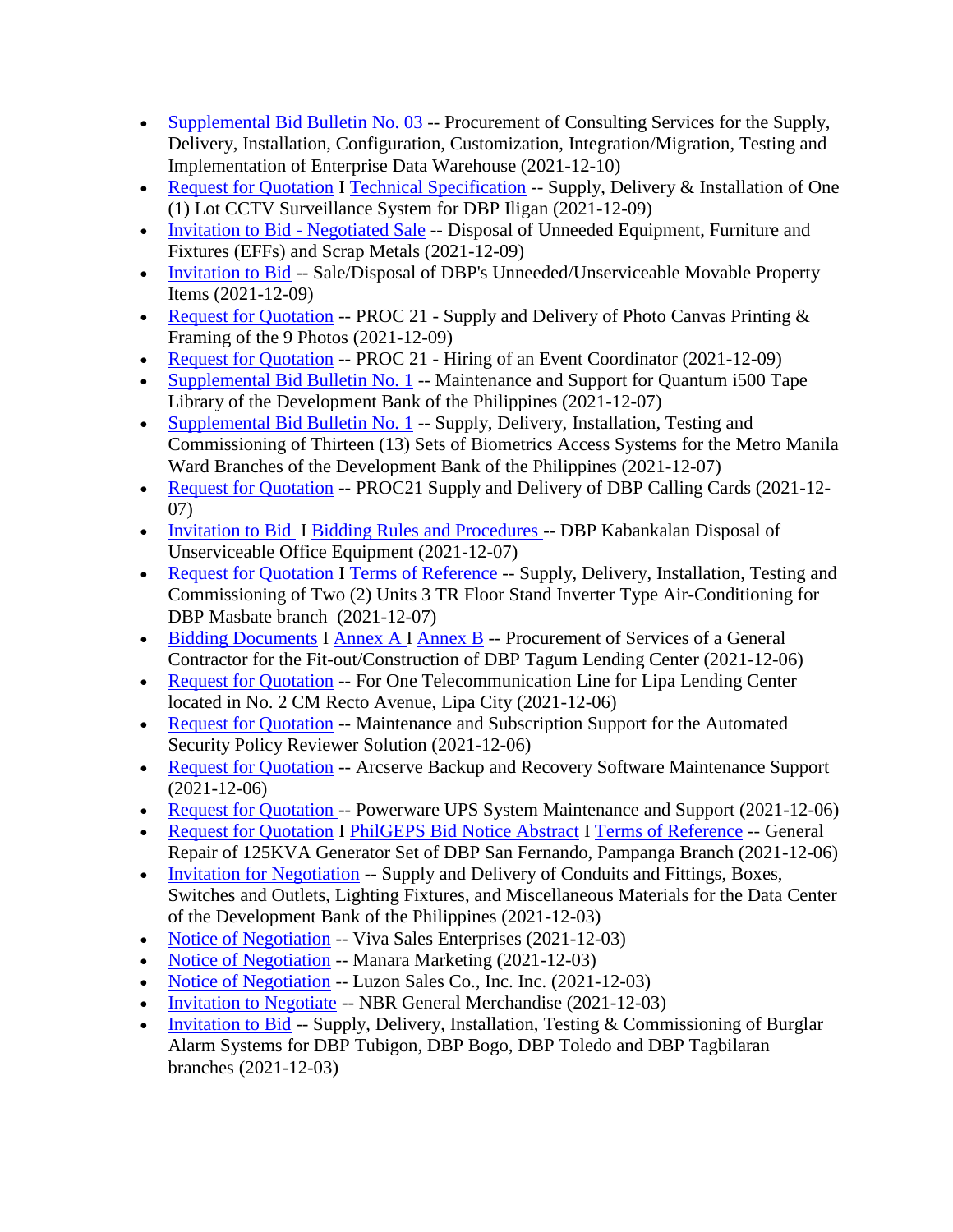- Supplemental Bid Bulletin No. 03 -- Procurement of Consulting Services for the Supply, Delivery, Installation, Configuration, Customization, Integration/Migration, Testing and Implementation of Enterprise Data Warehouse (2021-12-10)
- Request for Quotation I Technical Specification -- Supply, Delivery & Installation of One (1) Lot CCTV Surveillance System for DBP Iligan (2021-12-09)
- Invitation to Bid - Negotiated Sale -- Disposal of Unneeded Equipment, Furniture and Fixtures (EFFs) and Scrap Metals (2021-12-09)
- Invitation to Bid -- Sale/Disposal of DBP's Unneeded/Unserviceable Movable Property Items (2021-12-09)
- Request for Quotation -- PROC 21 - Supply and Delivery of Photo Canvas Printing & Framing of the 9 Photos (2021-12-09)
- Request for Quotation -- PROC 21 - Hiring of an Event Coordinator (2021-12-09)
- Supplemental Bid Bulletin No. 1 -- Maintenance and Support for Quantum i500 Tape Library of the Development Bank of the Philippines (2021-12-07)
- Supplemental Bid Bulletin No. 1 -- Supply, Delivery, Installation, Testing and Commissioning of Thirteen (13) Sets of Biometrics Access Systems for the Metro Manila Ward Branches of the Development Bank of the Philippines (2021-12-07)
- Request for Quotation -- PROC21 Supply and Delivery of DBP Calling Cards (2021-12-07)
- Invitation to Bid I Bidding Rules and Procedures -- DBP Kabankalan Disposal of Unserviceable Office Equipment (2021-12-07)
- Request for Quotation I Terms of Reference -- Supply, Delivery, Installation, Testing and Commissioning of Two (2) Units 3 TR Floor Stand Inverter Type Air-Conditioning for DBP Masbate branch (2021-12-07)
- Bidding Documents I Annex A I Annex B -- Procurement of Services of a General Contractor for the Fit-out/Construction of DBP Tagum Lending Center (2021-12-06)
- Request for Quotation -- For One Telecommunication Line for Lipa Lending Center located in No. 2 CM Recto Avenue, Lipa City (2021-12-06)
- Request for Quotation -- Maintenance and Subscription Support for the Automated Security Policy Reviewer Solution (2021-12-06)
- Request for Quotation -- Arcserve Backup and Recovery Software Maintenance Support (2021-12-06)
- Request for Quotation -- Powerware UPS System Maintenance and Support (2021-12-06)
- Request for Quotation I PhilGEPS Bid Notice Abstract I Terms of Reference -- General Repair of 125KVA Generator Set of DBP San Fernando, Pampanga Branch (2021-12-06)
- Invitation for Negotiation -- Supply and Delivery of Conduits and Fittings, Boxes, Switches and Outlets, Lighting Fixtures, and Miscellaneous Materials for the Data Center of the Development Bank of the Philippines (2021-12-03)
- Notice of Negotiation -- Viva Sales Enterprises (2021-12-03)
- Notice of Negotiation -- Manara Marketing (2021-12-03)
- Notice of Negotiation -- Luzon Sales Co., Inc. Inc. (2021-12-03)
- Invitation to Negotiate -- NBR General Merchandise (2021-12-03)
- Invitation to Bid -- Supply, Delivery, Installation, Testing & Commissioning of Burglar Alarm Systems for DBP Tubigon, DBP Bogo, DBP Toledo and DBP Tagbilaran branches (2021-12-03)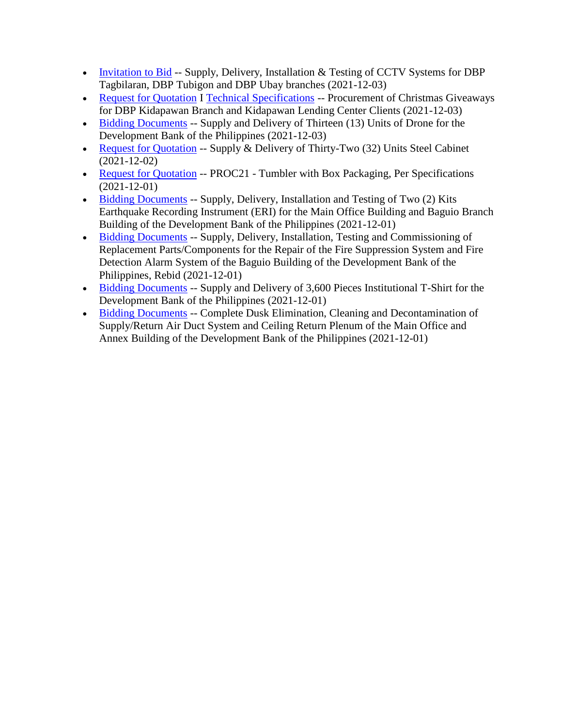- Invitation to Bid -- Supply, Delivery, Installation & Testing of CCTV Systems for DBP Tagbilaran, DBP Tubigon and DBP Ubay branches (2021-12-03)
- Request for Quotation I Technical Specifications -- Procurement of Christmas Giveaways for DBP Kidapawan Branch and Kidapawan Lending Center Clients (2021-12-03)
- Bidding Documents -- Supply and Delivery of Thirteen (13) Units of Drone for the Development Bank of the Philippines (2021-12-03)
- Request for Quotation -- Supply & Delivery of Thirty-Two (32) Units Steel Cabinet (2021-12-02)
- Request for Quotation -- PROC21 - Tumbler with Box Packaging, Per Specifications (2021-12-01)
- Bidding Documents -- Supply, Delivery, Installation and Testing of Two (2) Kits Earthquake Recording Instrument (ERI) for the Main Office Building and Baguio Branch Building of the Development Bank of the Philippines (2021-12-01)
- Bidding Documents -- Supply, Delivery, Installation, Testing and Commissioning of Replacement Parts/Components for the Repair of the Fire Suppression System and Fire Detection Alarm System of the Baguio Building of the Development Bank of the Philippines, Rebid (2021-12-01)
- Bidding Documents -- Supply and Delivery of 3,600 Pieces Institutional T-Shirt for the Development Bank of the Philippines (2021-12-01)
- Bidding Documents -- Complete Dusk Elimination, Cleaning and Decontamination of Supply/Return Air Duct System and Ceiling Return Plenum of the Main Office and Annex Building of the Development Bank of the Philippines (2021-12-01)